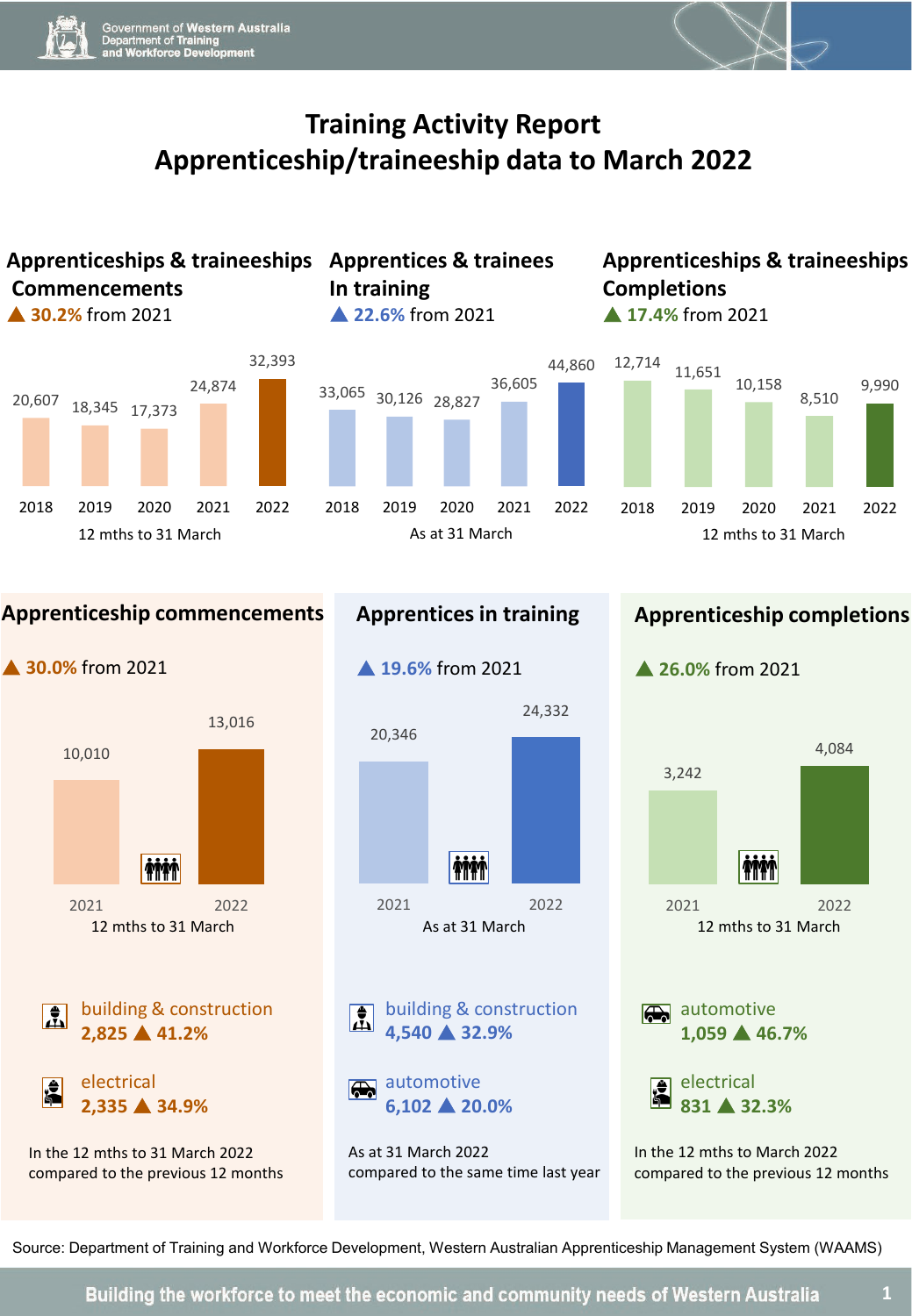Government of Western Australia
Department of Training and Workforce Development

# Training Activity Report
# Apprenticeship/traineeship data to March 2022

## Apprenticeships & traineeships Commencements

▲ **30.2%** from 2021

| 2018 | 2019 | 2020 | 2021 | 2022 |
|---|---|---|---|---|
| 20,607 | 18,345 | 17,373 | 24,874 | 32,393 |

12 mths to 31 March

## Apprentices & trainees In training

▲ **22.6%** from 2021

| 2018 | 2019 | 2020 | 2021 | 2022 |
|---|---|---|---|---|
| 33,065 | 30,126 | 28,827 | 36,605 | 44,860 |

As at 31 March

## Apprenticeships & traineeships Completions

▲ **17.4%** from 2021

| 2018 | 2019 | 2020 | 2021 | 2022 |
|---|---|---|---|---|
| 12,714 | 11,651 | 10,158 | 8,510 | 9,990 |

12 mths to 31 March

## Apprenticeship commencements

▲ **30.0%** from 2021

| 2021 | 2022 |
|---|---|
| 10,010 | 13,016 |

12 mths to 31 March

building & construction
**2,825 ▲ 41.2%**

electrical
**2,335 ▲ 34.9%**

In the 12 mths to 31 March 2022 compared to the previous 12 months

## Apprentices in training

▲ **19.6%** from 2021

| 2021 | 2022 |
|---|---|
| 20,346 | 24,332 |

As at 31 March

building & construction
**4,540 ▲ 32.9%**

automotive
**6,102 ▲ 20.0%**

As at 31 March 2022 compared to the same time last year

## Apprenticeship completions

▲ **26.0%** from 2021

| 2021 | 2022 |
|---|---|
| 3,242 | 4,084 |

12 mths to 31 March

automotive
**1,059 ▲ 46.7%**

electrical
**831 ▲ 32.3%**

In the 12 mths to March 2022 compared to the previous 12 months

Source: Department of Training and Workforce Development, Western Australian Apprenticeship Management System (WAAMS)

Building the workforce to meet the economic and community needs of Western Australia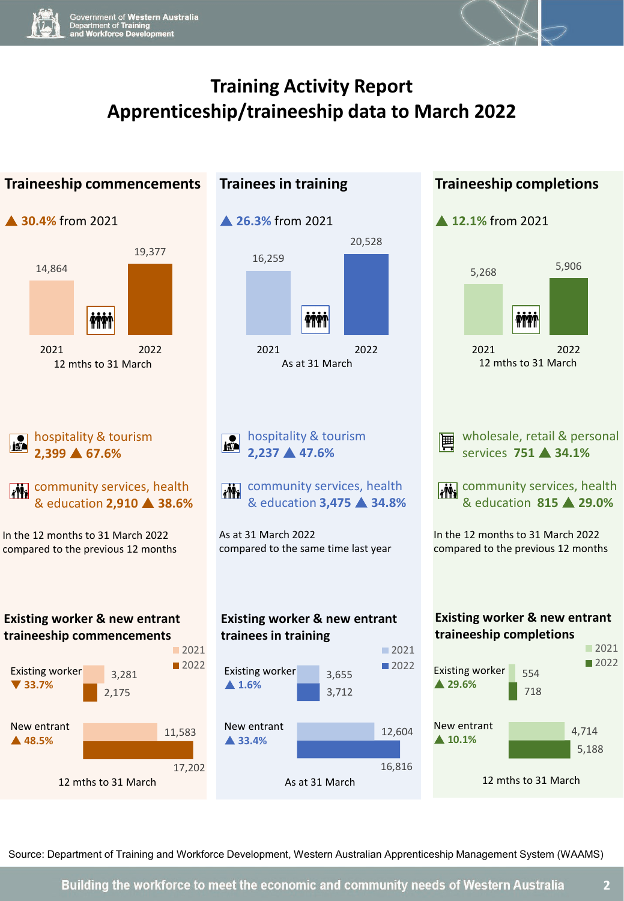# Training Activity Report
# Apprenticeship/traineeship data to March 2022

## Traineeship commencements

▲ 30.4% from 2021

14,864
19,377
2021
2022
12 mths to 31 March

hospitality & tourism
**2,399 ▲ 67.6%**

community services, health & education **2,910 ▲ 38.6%**

In the 12 months to 31 March 2022 compared to the previous 12 months

### Existing worker & new entrant traineeship commencements

2021
2022

Existing worker
▼ 33.7%
3,281
2,175

New entrant
▲ 48.5%
11,583
17,202

12 mths to 31 March

## Trainees in training

▲ 26.3% from 2021

16,259
20,528
2021
2022
As at 31 March

hospitality & tourism
**2,237 ▲ 47.6%**

community services, health & education **3,475 ▲ 34.8%**

As at 31 March 2022 compared to the same time last year

### Existing worker & new entrant trainees in training

2021
2022

Existing worker
▲ 1.6%
3,655
3,712

New entrant
▲ 33.4%
12,604
16,816

As at 31 March

## Traineeship completions

▲ 12.1% from 2021

5,268
5,906
2021
2022
12 mths to 31 March

wholesale, retail & personal services **751 ▲ 34.1%**

community services, health & education **815 ▲ 29.0%**

In the 12 months to 31 March 2022 compared to the previous 12 months

### Existing worker & new entrant traineeship completions

2021
2022

Existing worker
▲ 29.6%
554
718

New entrant
▲ 10.1%
4,714
5,188

12 mths to 31 March

Source: Department of Training and Workforce Development, Western Australian Apprenticeship Management System (WAAMS)